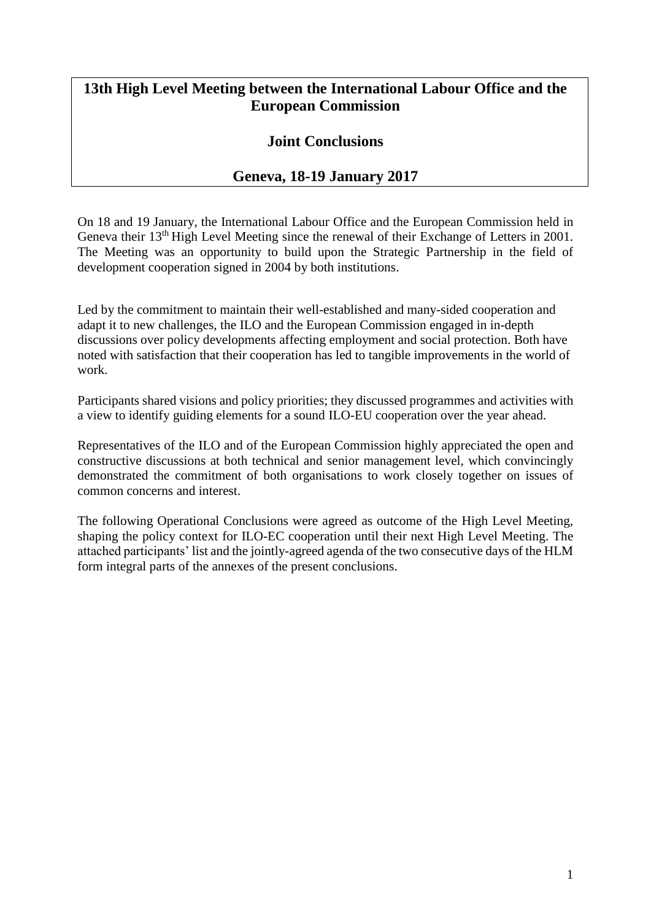# 13th High Level Meeting between the International Labour Office and the European Commission

## Joint Conclusions

## Geneva, 18-19 January 2017

On 18 and 19 January, the International Labour Office and the European Commission held in Geneva their 13th High Level Meeting since the renewal of their Exchange of Letters in 2001. The Meeting was an opportunity to build upon the Strategic Partnership in the field of development cooperation signed in 2004 by both institutions.

Led by the commitment to maintain their well-established and many-sided cooperation and adapt it to new challenges, the ILO and the European Commission engaged in in-depth discussions over policy developments affecting employment and social protection. Both have noted with satisfaction that their cooperation has led to tangible improvements in the world of work.

Participants shared visions and policy priorities; they discussed programmes and activities with a view to identify guiding elements for a sound ILO-EU cooperation over the year ahead.

Representatives of the ILO and of the European Commission highly appreciated the open and constructive discussions at both technical and senior management level, which convincingly demonstrated the commitment of both organisations to work closely together on issues of common concerns and interest.

The following Operational Conclusions were agreed as outcome of the High Level Meeting, shaping the policy context for ILO-EC cooperation until their next High Level Meeting. The attached participants' list and the jointly-agreed agenda of the two consecutive days of the HLM form integral parts of the annexes of the present conclusions.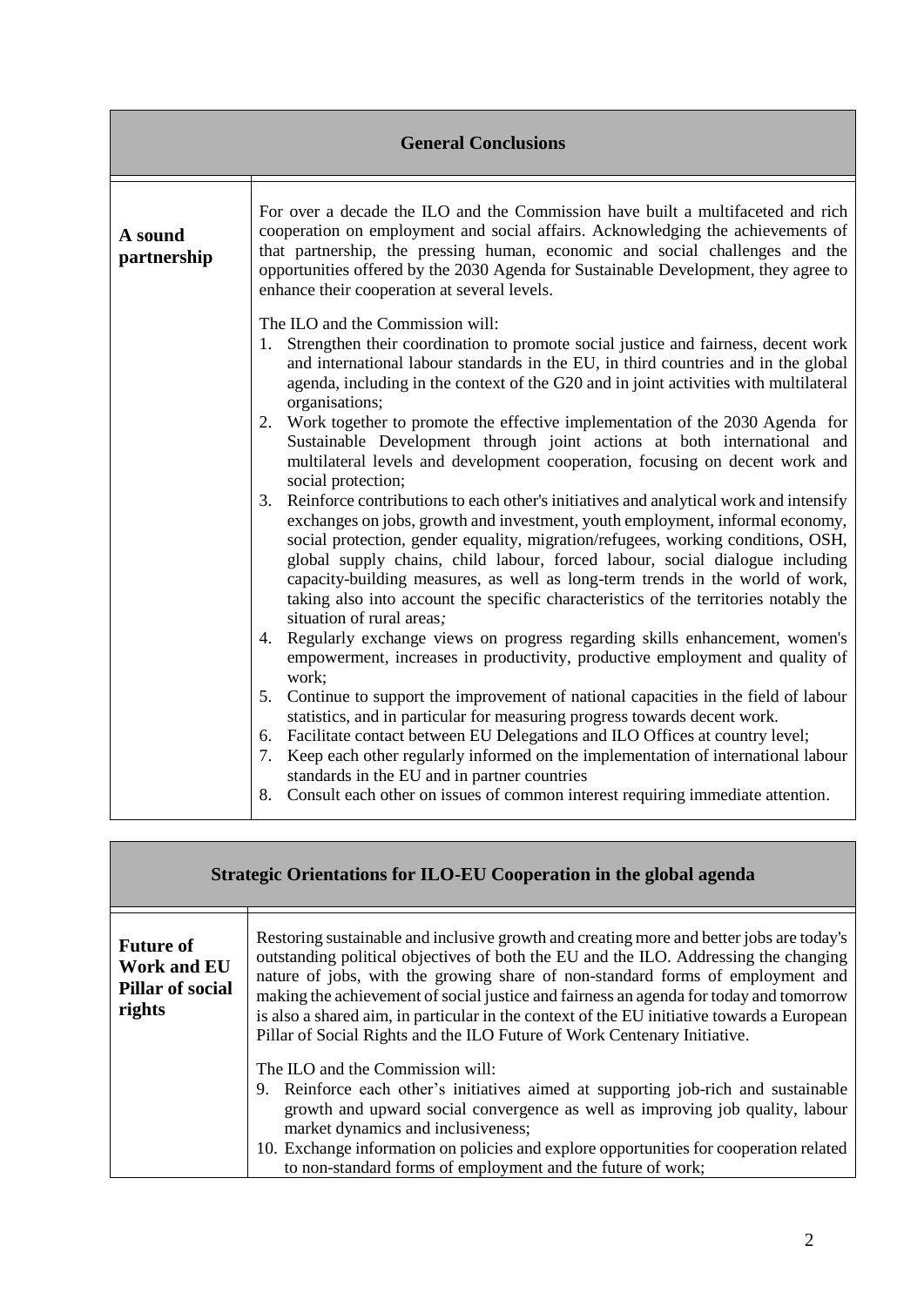## General Conclusions

| | |
|---|---|
| **A sound partnership** | For over a decade the ILO and the Commission have built a multifaceted and rich cooperation on employment and social affairs. Acknowledging the achievements of that partnership, the pressing human, economic and social challenges and the opportunities offered by the 2030 Agenda for Sustainable Development, they agree to enhance their cooperation at several levels.<br><br>The ILO and the Commission will:<br>1. Strengthen their coordination to promote social justice and fairness, decent work and international labour standards in the EU, in third countries and in the global agenda, including in the context of the G20 and in joint activities with multilateral organisations;<br>2. Work together to promote the effective implementation of the 2030 Agenda for Sustainable Development through joint actions at both international and multilateral levels and development cooperation, focusing on decent work and social protection;<br>3. Reinforce contributions to each other's initiatives and analytical work and intensify exchanges on jobs, growth and investment, youth employment, informal economy, social protection, gender equality, migration/refugees, working conditions, OSH, global supply chains, child labour, forced labour, social dialogue including capacity-building measures, as well as long-term trends in the world of work, taking also into account the specific characteristics of the territories notably the situation of rural areas*;*<br>4. Regularly exchange views on progress regarding skills enhancement, women's empowerment, increases in productivity, productive employment and quality of work;<br>5. Continue to support the improvement of national capacities in the field of labour statistics, and in particular for measuring progress towards decent work.<br>6. Facilitate contact between EU Delegations and ILO Offices at country level;<br>7. Keep each other regularly informed on the implementation of international labour standards in the EU and in partner countries<br>8. Consult each other on issues of common interest requiring immediate attention. |

## Strategic Orientations for ILO-EU Cooperation in the global agenda

| | |
|---|---|
| **Future of Work and EU Pillar of social rights** | Restoring sustainable and inclusive growth and creating more and better jobs are today's outstanding political objectives of both the EU and the ILO. Addressing the changing nature of jobs, with the growing share of non-standard forms of employment and making the achievement of social justice and fairness an agenda for today and tomorrow is also a shared aim, in particular in the context of the EU initiative towards a European Pillar of Social Rights and the ILO Future of Work Centenary Initiative.<br><br>The ILO and the Commission will:<br>9. Reinforce each other's initiatives aimed at supporting job-rich and sustainable growth and upward social convergence as well as improving job quality, labour market dynamics and inclusiveness;<br>10. Exchange information on policies and explore opportunities for cooperation related to non-standard forms of employment and the future of work; |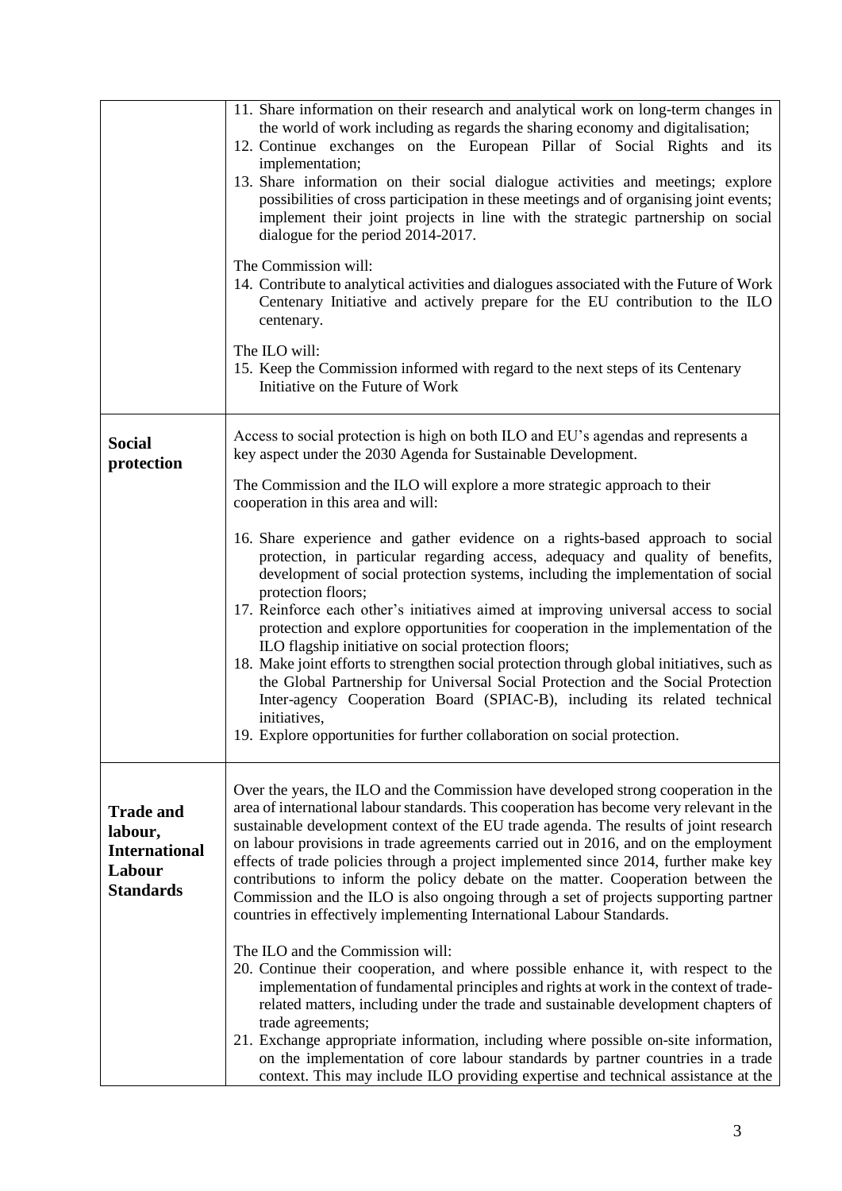| | |
|---|---|
| | 11. Share information on their research and analytical work on long-term changes in the world of work including as regards the sharing economy and digitalisation;<br>12. Continue exchanges on the European Pillar of Social Rights and its implementation;<br>13. Share information on their social dialogue activities and meetings; explore possibilities of cross participation in these meetings and of organising joint events; implement their joint projects in line with the strategic partnership on social dialogue for the period 2014-2017.<br><br>The Commission will:<br>14. Contribute to analytical activities and dialogues associated with the Future of Work Centenary Initiative and actively prepare for the EU contribution to the ILO centenary.<br><br>The ILO will:<br>15. Keep the Commission informed with regard to the next steps of its Centenary Initiative on the Future of Work |
| **Social protection** | Access to social protection is high on both ILO and EU's agendas and represents a key aspect under the 2030 Agenda for Sustainable Development.<br><br>The Commission and the ILO will explore a more strategic approach to their cooperation in this area and will:<br><br>16. Share experience and gather evidence on a rights-based approach to social protection, in particular regarding access, adequacy and quality of benefits, development of social protection systems, including the implementation of social protection floors;<br>17. Reinforce each other's initiatives aimed at improving universal access to social protection and explore opportunities for cooperation in the implementation of the ILO flagship initiative on social protection floors;<br>18. Make joint efforts to strengthen social protection through global initiatives, such as the Global Partnership for Universal Social Protection and the Social Protection Inter-agency Cooperation Board (SPIAC-B), including its related technical initiatives,<br>19. Explore opportunities for further collaboration on social protection. |
| **Trade and labour, International Labour Standards** | Over the years, the ILO and the Commission have developed strong cooperation in the area of international labour standards. This cooperation has become very relevant in the sustainable development context of the EU trade agenda. The results of joint research on labour provisions in trade agreements carried out in 2016, and on the employment effects of trade policies through a project implemented since 2014, further make key contributions to inform the policy debate on the matter. Cooperation between the Commission and the ILO is also ongoing through a set of projects supporting partner countries in effectively implementing International Labour Standards.<br><br>The ILO and the Commission will:<br>20. Continue their cooperation, and where possible enhance it, with respect to the implementation of fundamental principles and rights at work in the context of trade-related matters, including under the trade and sustainable development chapters of trade agreements;<br>21. Exchange appropriate information, including where possible on-site information, on the implementation of core labour standards by partner countries in a trade context. This may include ILO providing expertise and technical assistance at the |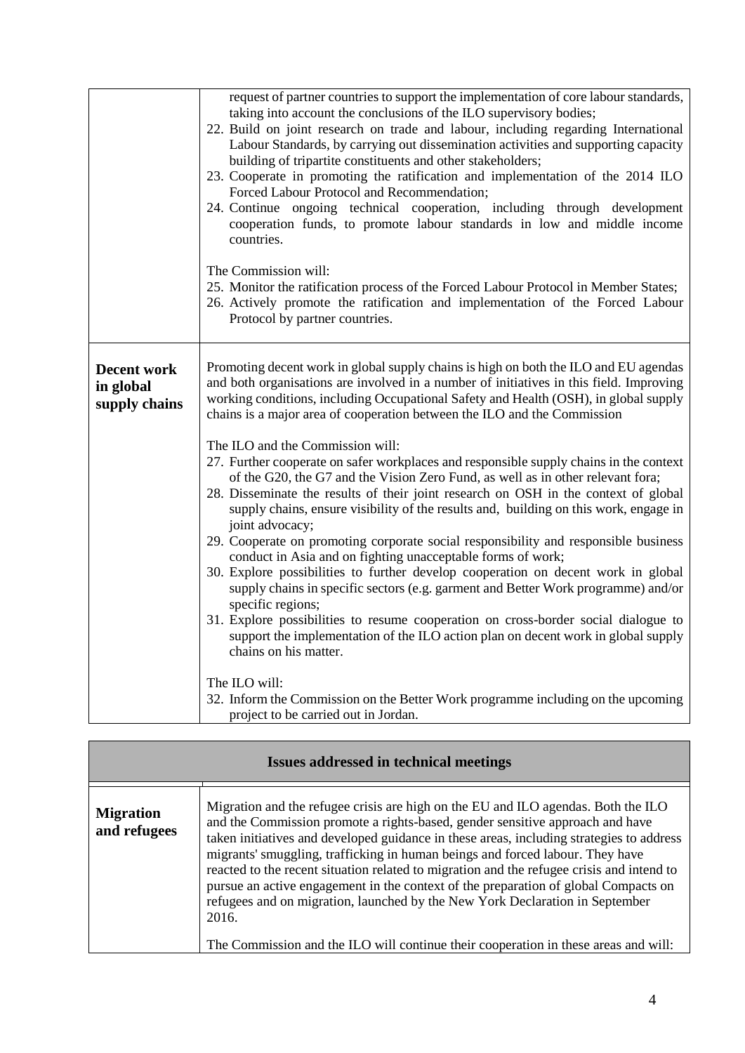| | |
|---|---|
| | request of partner countries to support the implementation of core labour standards, taking into account the conclusions of the ILO supervisory bodies;<br>22. Build on joint research on trade and labour, including regarding International Labour Standards, by carrying out dissemination activities and supporting capacity building of tripartite constituents and other stakeholders;<br>23. Cooperate in promoting the ratification and implementation of the 2014 ILO Forced Labour Protocol and Recommendation;<br>24. Continue ongoing technical cooperation, including through development cooperation funds, to promote labour standards in low and middle income countries.<br><br>The Commission will:<br>25. Monitor the ratification process of the Forced Labour Protocol in Member States;<br>26. Actively promote the ratification and implementation of the Forced Labour Protocol by partner countries. |
| **Decent work in global supply chains** | Promoting decent work in global supply chains is high on both the ILO and EU agendas and both organisations are involved in a number of initiatives in this field. Improving working conditions, including Occupational Safety and Health (OSH), in global supply chains is a major area of cooperation between the ILO and the Commission<br><br>The ILO and the Commission will:<br>27. Further cooperate on safer workplaces and responsible supply chains in the context of the G20, the G7 and the Vision Zero Fund, as well as in other relevant fora;<br>28. Disseminate the results of their joint research on OSH in the context of global supply chains, ensure visibility of the results and, building on this work, engage in joint advocacy;<br>29. Cooperate on promoting corporate social responsibility and responsible business conduct in Asia and on fighting unacceptable forms of work;<br>30. Explore possibilities to further develop cooperation on decent work in global supply chains in specific sectors (e.g. garment and Better Work programme) and/or specific regions;<br>31. Explore possibilities to resume cooperation on cross-border social dialogue to support the implementation of the ILO action plan on decent work in global supply chains on his matter.<br><br>The ILO will:<br>32. Inform the Commission on the Better Work programme including on the upcoming project to be carried out in Jordan. |

| **Issues addressed in technical meetings** | |
|---|---|
| **Migration and refugees** | Migration and the refugee crisis are high on the EU and ILO agendas. Both the ILO and the Commission promote a rights-based, gender sensitive approach and have taken initiatives and developed guidance in these areas, including strategies to address migrants' smuggling, trafficking in human beings and forced labour. They have reacted to the recent situation related to migration and the refugee crisis and intend to pursue an active engagement in the context of the preparation of global Compacts on refugees and on migration, launched by the New York Declaration in September 2016.<br><br>The Commission and the ILO will continue their cooperation in these areas and will: |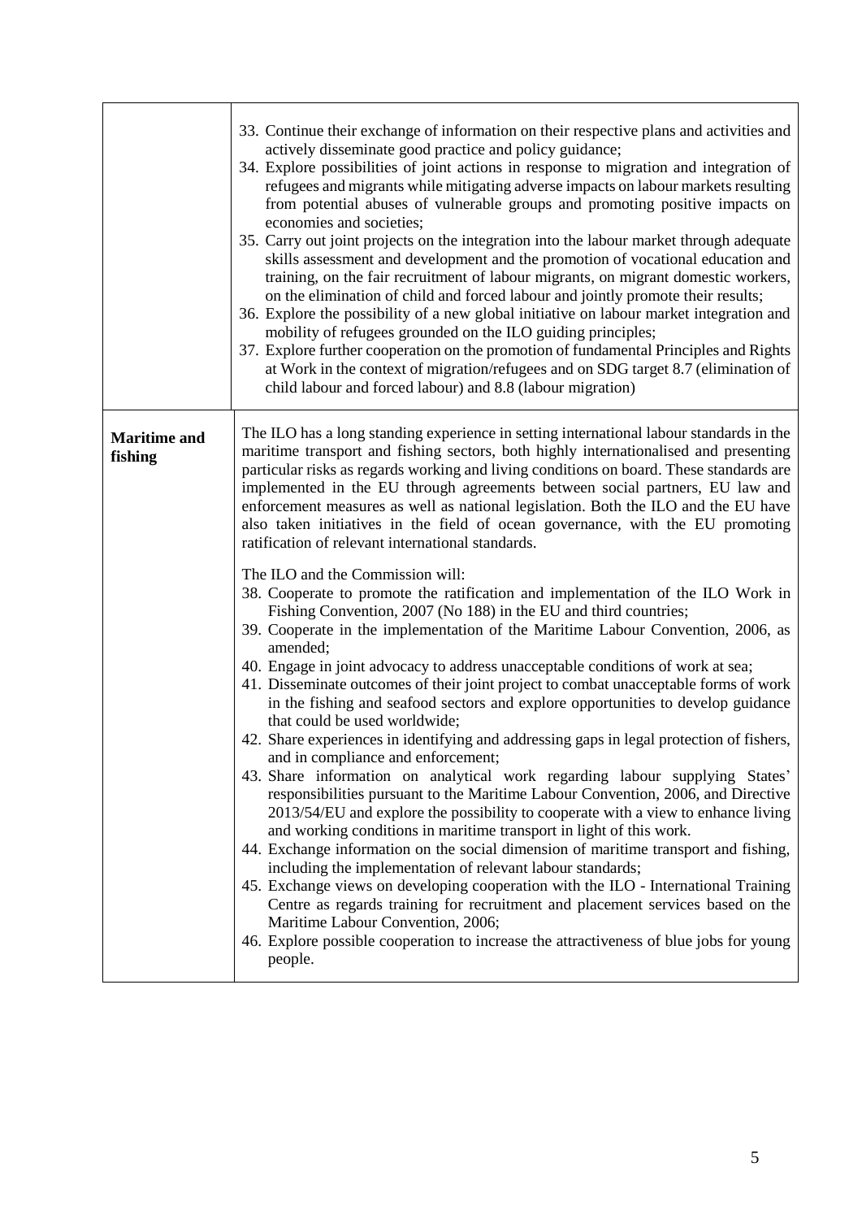| | |
|---|---|
| | 33. Continue their exchange of information on their respective plans and activities and actively disseminate good practice and policy guidance;<br>34. Explore possibilities of joint actions in response to migration and integration of refugees and migrants while mitigating adverse impacts on labour markets resulting from potential abuses of vulnerable groups and promoting positive impacts on economies and societies;<br>35. Carry out joint projects on the integration into the labour market through adequate skills assessment and development and the promotion of vocational education and training, on the fair recruitment of labour migrants, on migrant domestic workers, on the elimination of child and forced labour and jointly promote their results;<br>36. Explore the possibility of a new global initiative on labour market integration and mobility of refugees grounded on the ILO guiding principles;<br>37. Explore further cooperation on the promotion of fundamental Principles and Rights at Work in the context of migration/refugees and on SDG target 8.7 (elimination of child labour and forced labour) and 8.8 (labour migration) |
| **Maritime and fishing** | The ILO has a long standing experience in setting international labour standards in the maritime transport and fishing sectors, both highly internationalised and presenting particular risks as regards working and living conditions on board. These standards are implemented in the EU through agreements between social partners, EU law and enforcement measures as well as national legislation. Both the ILO and the EU have also taken initiatives in the field of ocean governance, with the EU promoting ratification of relevant international standards.<br><br>The ILO and the Commission will:<br>38. Cooperate to promote the ratification and implementation of the ILO Work in Fishing Convention, 2007 (No 188) in the EU and third countries;<br>39. Cooperate in the implementation of the Maritime Labour Convention, 2006, as amended;<br>40. Engage in joint advocacy to address unacceptable conditions of work at sea;<br>41. Disseminate outcomes of their joint project to combat unacceptable forms of work in the fishing and seafood sectors and explore opportunities to develop guidance that could be used worldwide;<br>42. Share experiences in identifying and addressing gaps in legal protection of fishers, and in compliance and enforcement;<br>43. Share information on analytical work regarding labour supplying States' responsibilities pursuant to the Maritime Labour Convention, 2006, and Directive 2013/54/EU and explore the possibility to cooperate with a view to enhance living and working conditions in maritime transport in light of this work.<br>44. Exchange information on the social dimension of maritime transport and fishing, including the implementation of relevant labour standards;<br>45. Exchange views on developing cooperation with the ILO - International Training Centre as regards training for recruitment and placement services based on the Maritime Labour Convention, 2006;<br>46. Explore possible cooperation to increase the attractiveness of blue jobs for young people. |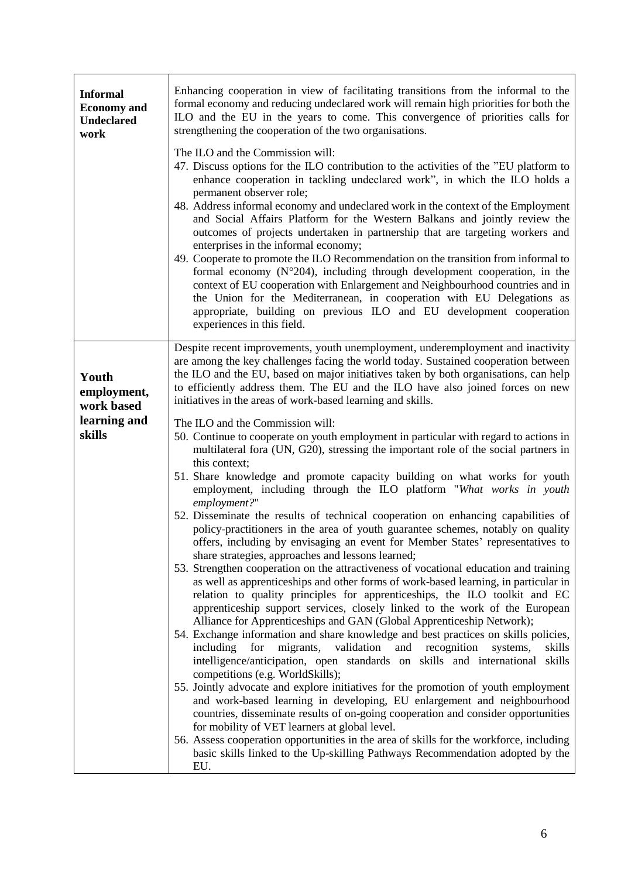| | |
|---|---|
| **Informal Economy and Undeclared work** | Enhancing cooperation in view of facilitating transitions from the informal to the formal economy and reducing undeclared work will remain high priorities for both the ILO and the EU in the years to come. This convergence of priorities calls for strengthening the cooperation of the two organisations.<br><br>The ILO and the Commission will:<br>47. Discuss options for the ILO contribution to the activities of the "EU platform to enhance cooperation in tackling undeclared work", in which the ILO holds a permanent observer role;<br>48. Address informal economy and undeclared work in the context of the Employment and Social Affairs Platform for the Western Balkans and jointly review the outcomes of projects undertaken in partnership that are targeting workers and enterprises in the informal economy;<br>49. Cooperate to promote the ILO Recommendation on the transition from informal to formal economy (N°204), including through development cooperation, in the context of EU cooperation with Enlargement and Neighbourhood countries and in the Union for the Mediterranean, in cooperation with EU Delegations as appropriate, building on previous ILO and EU development cooperation experiences in this field. |
| **Youth employment, work based learning and skills** | Despite recent improvements, youth unemployment, underemployment and inactivity are among the key challenges facing the world today. Sustained cooperation between the ILO and the EU, based on major initiatives taken by both organisations, can help to efficiently address them. The EU and the ILO have also joined forces on new initiatives in the areas of work-based learning and skills.<br><br>The ILO and the Commission will:<br>50. Continue to cooperate on youth employment in particular with regard to actions in multilateral fora (UN, G20), stressing the important role of the social partners in this context;<br>51. Share knowledge and promote capacity building on what works for youth employment, including through the ILO platform "*What works in youth employment?*"<br>52. Disseminate the results of technical cooperation on enhancing capabilities of policy-practitioners in the area of youth guarantee schemes, notably on quality offers, including by envisaging an event for Member States' representatives to share strategies, approaches and lessons learned;<br>53. Strengthen cooperation on the attractiveness of vocational education and training as well as apprenticeships and other forms of work-based learning, in particular in relation to quality principles for apprenticeships, the ILO toolkit and EC apprenticeship support services, closely linked to the work of the European Alliance for Apprenticeships and GAN (Global Apprenticeship Network);<br>54. Exchange information and share knowledge and best practices on skills policies, including for migrants, validation and recognition systems, skills intelligence/anticipation, open standards on skills and international skills competitions (e.g. WorldSkills);<br>55. Jointly advocate and explore initiatives for the promotion of youth employment and work-based learning in developing, EU enlargement and neighbourhood countries, disseminate results of on-going cooperation and consider opportunities for mobility of VET learners at global level.<br>56. Assess cooperation opportunities in the area of skills for the workforce, including basic skills linked to the Up-skilling Pathways Recommendation adopted by the EU. |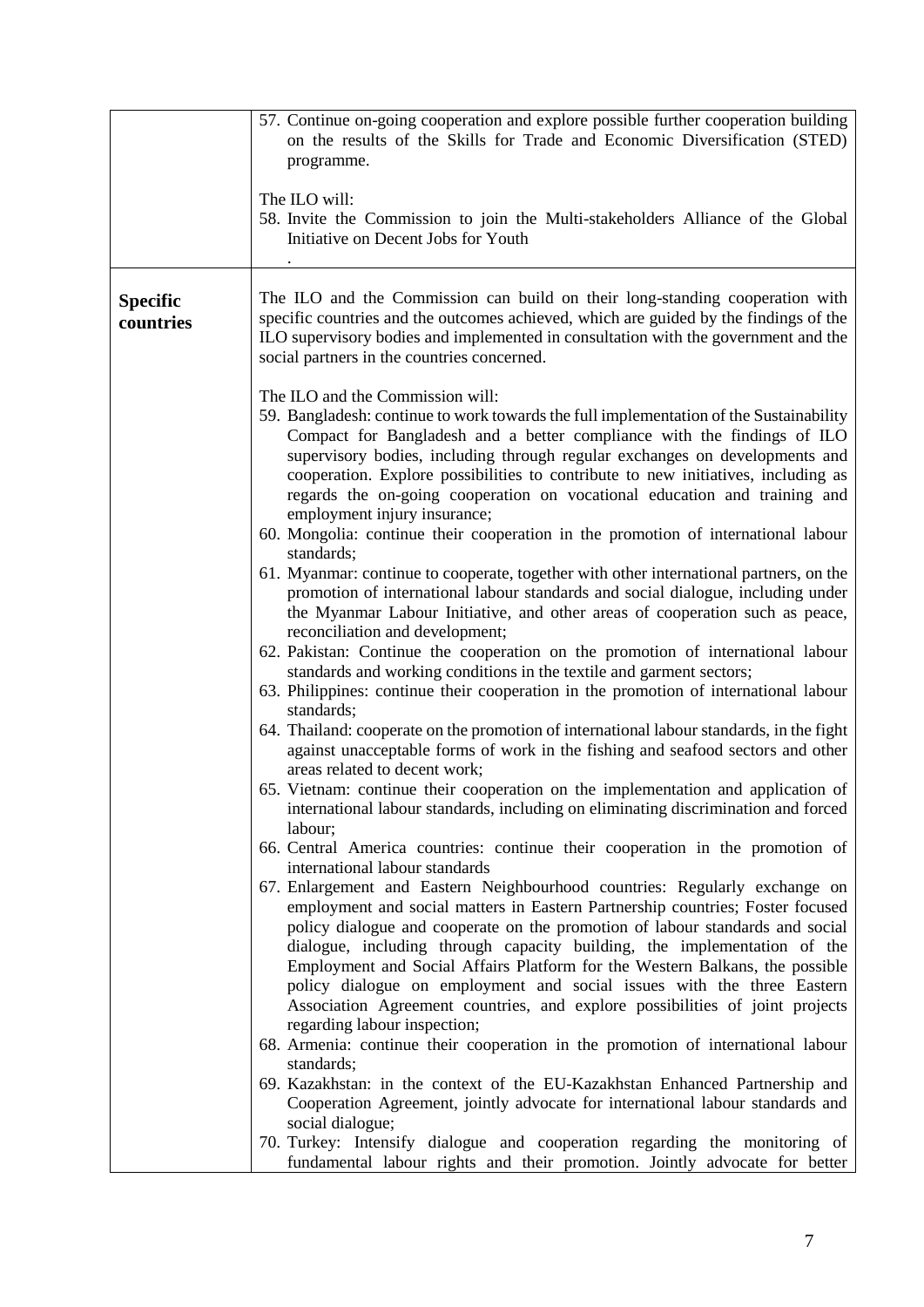| | |
|---|---|
| | 57. Continue on-going cooperation and explore possible further cooperation building on the results of the Skills for Trade and Economic Diversification (STED) programme.<br><br>The ILO will:<br>58. Invite the Commission to join the Multi-stakeholders Alliance of the Global Initiative on Decent Jobs for Youth<br>. |
| **Specific countries** | The ILO and the Commission can build on their long-standing cooperation with specific countries and the outcomes achieved, which are guided by the findings of the ILO supervisory bodies and implemented in consultation with the government and the social partners in the countries concerned.<br><br>The ILO and the Commission will:<br>59. Bangladesh: continue to work towards the full implementation of the Sustainability Compact for Bangladesh and a better compliance with the findings of ILO supervisory bodies, including through regular exchanges on developments and cooperation. Explore possibilities to contribute to new initiatives, including as regards the on-going cooperation on vocational education and training and employment injury insurance;<br>60. Mongolia: continue their cooperation in the promotion of international labour standards;<br>61. Myanmar: continue to cooperate, together with other international partners, on the promotion of international labour standards and social dialogue, including under the Myanmar Labour Initiative, and other areas of cooperation such as peace, reconciliation and development;<br>62. Pakistan: Continue the cooperation on the promotion of international labour standards and working conditions in the textile and garment sectors;<br>63. Philippines: continue their cooperation in the promotion of international labour standards;<br>64. Thailand: cooperate on the promotion of international labour standards, in the fight against unacceptable forms of work in the fishing and seafood sectors and other areas related to decent work;<br>65. Vietnam: continue their cooperation on the implementation and application of international labour standards, including on eliminating discrimination and forced labour;<br>66. Central America countries: continue their cooperation in the promotion of international labour standards<br>67. Enlargement and Eastern Neighbourhood countries: Regularly exchange on employment and social matters in Eastern Partnership countries; Foster focused policy dialogue and cooperate on the promotion of labour standards and social dialogue, including through capacity building, the implementation of the Employment and Social Affairs Platform for the Western Balkans, the possible policy dialogue on employment and social issues with the three Eastern Association Agreement countries, and explore possibilities of joint projects regarding labour inspection;<br>68. Armenia: continue their cooperation in the promotion of international labour standards;<br>69. Kazakhstan: in the context of the EU-Kazakhstan Enhanced Partnership and Cooperation Agreement, jointly advocate for international labour standards and social dialogue;<br>70. Turkey: Intensify dialogue and cooperation regarding the monitoring of fundamental labour rights and their promotion. Jointly advocate for better |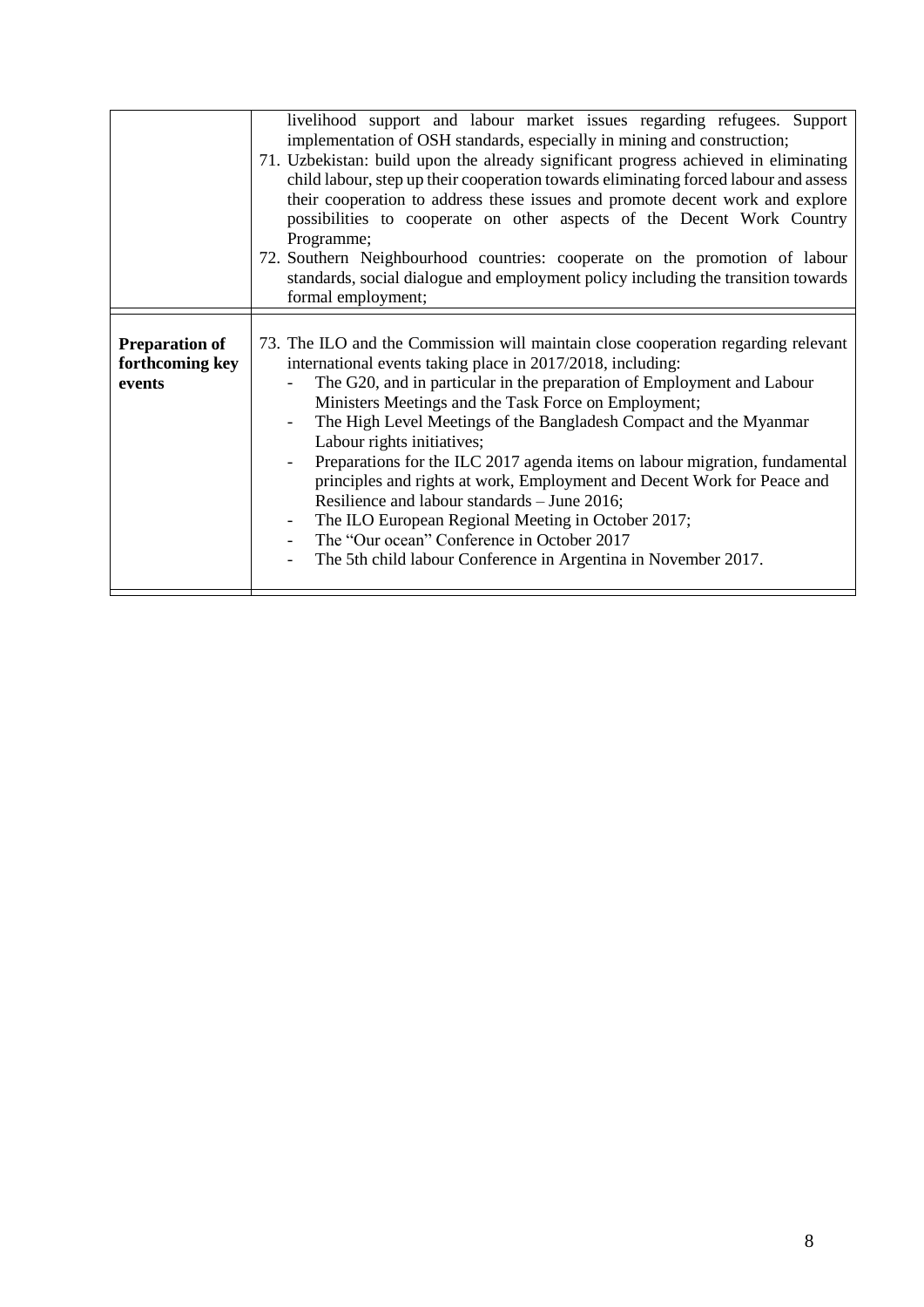| | |
|---|---|
| | livelihood support and labour market issues regarding refugees. Support implementation of OSH standards, especially in mining and construction;<br>71. Uzbekistan: build upon the already significant progress achieved in eliminating child labour, step up their cooperation towards eliminating forced labour and assess their cooperation to address these issues and promote decent work and explore possibilities to cooperate on other aspects of the Decent Work Country Programme;<br>72. Southern Neighbourhood countries: cooperate on the promotion of labour standards, social dialogue and employment policy including the transition towards formal employment; |
| **Preparation of forthcoming key events** | 73. The ILO and the Commission will maintain close cooperation regarding relevant international events taking place in 2017/2018, including:<br>- The G20, and in particular in the preparation of Employment and Labour Ministers Meetings and the Task Force on Employment;<br>- The High Level Meetings of the Bangladesh Compact and the Myanmar Labour rights initiatives;<br>- Preparations for the ILC 2017 agenda items on labour migration, fundamental principles and rights at work, Employment and Decent Work for Peace and Resilience and labour standards – June 2016;<br>- The ILO European Regional Meeting in October 2017;<br>- The "Our ocean" Conference in October 2017<br>- The 5th child labour Conference in Argentina in November 2017. |